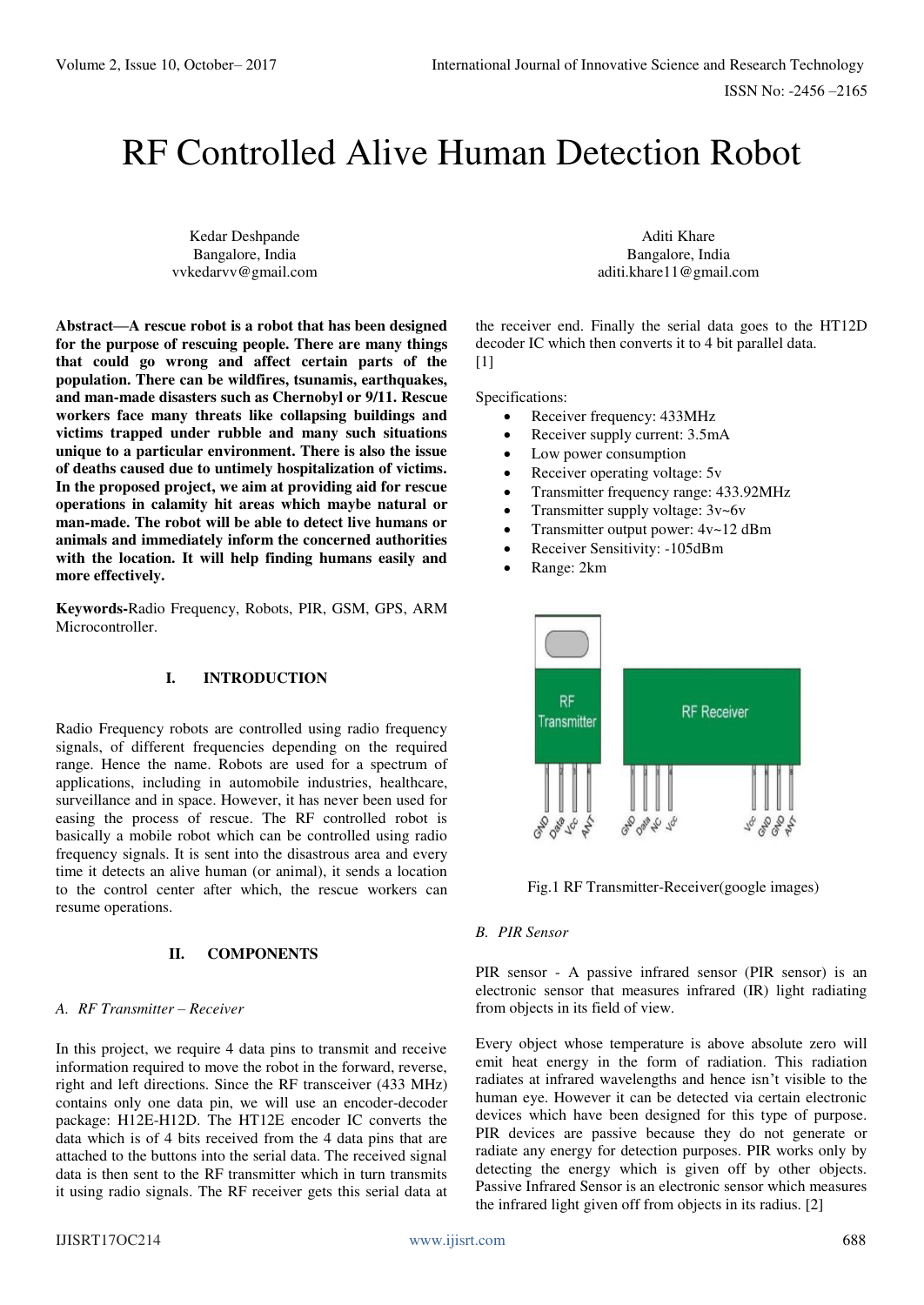# RF Controlled Alive Human Detection Robot

Kedar Deshpande
Bangalore, India
vvkedarvv@gmail.com

Aditi Khare
Bangalore, India
aditi.khare11@gmail.com

**Abstract—A rescue robot is a robot that has been designed for the purpose of rescuing people. There are many things that could go wrong and affect certain parts of the population. There can be wildfires, tsunamis, earthquakes, and man-made disasters such as Chernobyl or 9/11. Rescue workers face many threats like collapsing buildings and victims trapped under rubble and many such situations unique to a particular environment. There is also the issue of deaths caused due to untimely hospitalization of victims. In the proposed project, we aim at providing aid for rescue operations in calamity hit areas which maybe natural or man-made. The robot will be able to detect live humans or animals and immediately inform the concerned authorities with the location. It will help finding humans easily and more effectively.**

**Keywords-**Radio Frequency, Robots, PIR, GSM, GPS, ARM Microcontroller.

## I. INTRODUCTION

Radio Frequency robots are controlled using radio frequency signals, of different frequencies depending on the required range. Hence the name. Robots are used for a spectrum of applications, including in automobile industries, healthcare, surveillance and in space. However, it has never been used for easing the process of rescue. The RF controlled robot is basically a mobile robot which can be controlled using radio frequency signals. It is sent into the disastrous area and every time it detects an alive human (or animal), it sends a location to the control center after which, the rescue workers can resume operations.

## II. COMPONENTS

### *A. RF Transmitter – Receiver*

In this project, we require 4 data pins to transmit and receive information required to move the robot in the forward, reverse, right and left directions. Since the RF transceiver (433 MHz) contains only one data pin, we will use an encoder-decoder package: H12E-H12D. The HT12E encoder IC converts the data which is of 4 bits received from the 4 data pins that are attached to the buttons into the serial data. The received signal data is then sent to the RF transmitter which in turn transmits it using radio signals. The RF receiver gets this serial data at the receiver end. Finally the serial data goes to the HT12D decoder IC which then converts it to 4 bit parallel data. [1]

Specifications:

- Receiver frequency: 433MHz
- Receiver supply current: 3.5mA
- Low power consumption
- Receiver operating voltage: 5v
- Transmitter frequency range: 433.92MHz
- Transmitter supply voltage: 3v~6v
- Transmitter output power: 4v~12 dBm
- Receiver Sensitivity: -105dBm
- Range: 2km

Fig.1 RF Transmitter-Receiver(google images)

### *B. PIR Sensor*

PIR sensor - A passive infrared sensor (PIR sensor) is an electronic sensor that measures infrared (IR) light radiating from objects in its field of view.

Every object whose temperature is above absolute zero will emit heat energy in the form of radiation. This radiation radiates at infrared wavelengths and hence isn't visible to the human eye. However it can be detected via certain electronic devices which have been designed for this type of purpose. PIR devices are passive because they do not generate or radiate any energy for detection purposes. PIR works only by detecting the energy which is given off by other objects. Passive Infrared Sensor is an electronic sensor which measures the infrared light given off from objects in its radius. [2]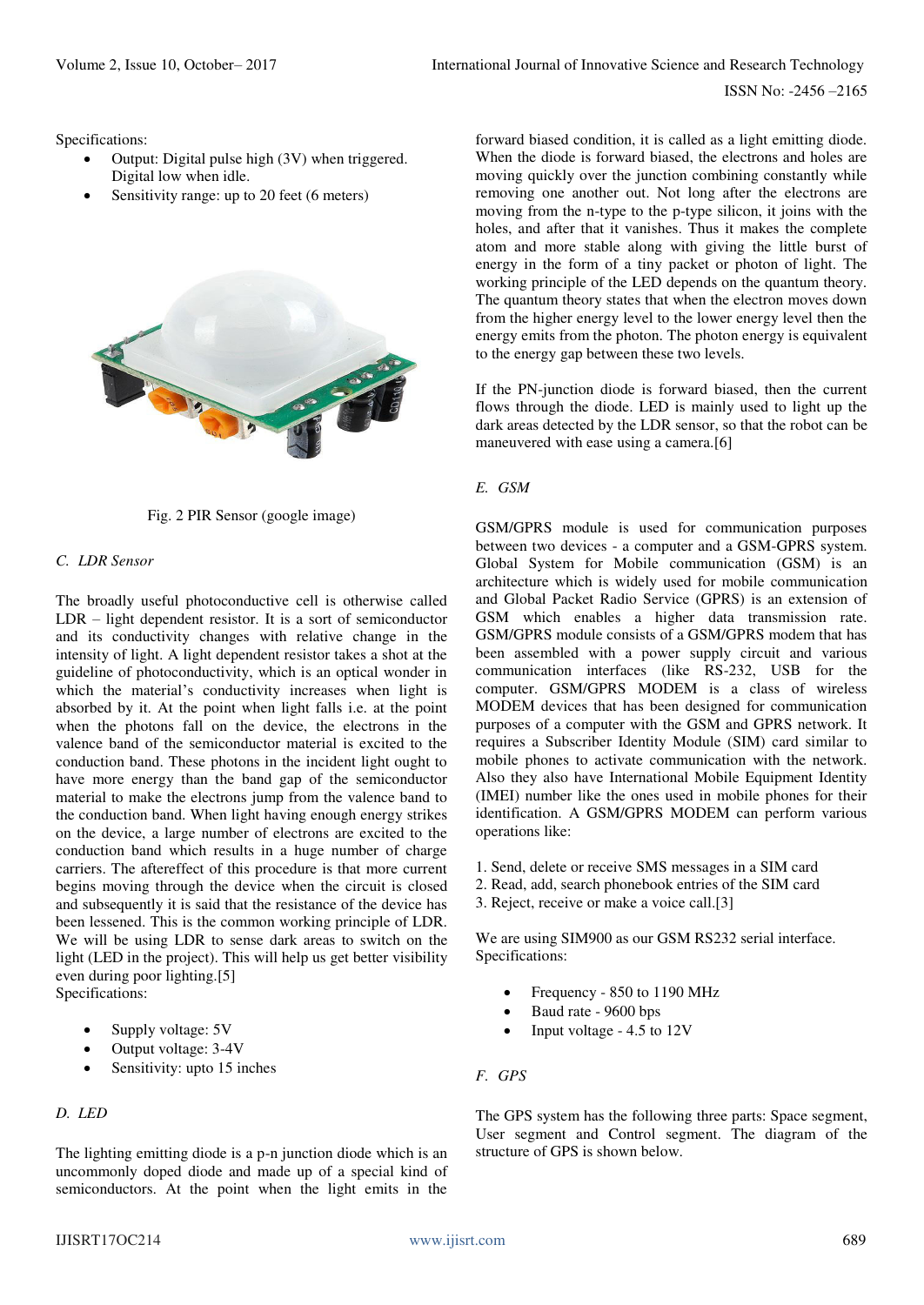Specifications:

- Output: Digital pulse high (3V) when triggered. Digital low when idle.
- Sensitivity range: up to 20 feet (6 meters)

Fig. 2 PIR Sensor (google image)

### C. LDR Sensor

The broadly useful photoconductive cell is otherwise called LDR – light dependent resistor. It is a sort of semiconductor and its conductivity changes with relative change in the intensity of light. A light dependent resistor takes a shot at the guideline of photoconductivity, which is an optical wonder in which the material's conductivity increases when light is absorbed by it. At the point when light falls i.e. at the point when the photons fall on the device, the electrons in the valence band of the semiconductor material is excited to the conduction band. These photons in the incident light ought to have more energy than the band gap of the semiconductor material to make the electrons jump from the valence band to the conduction band. When light having enough energy strikes on the device, a large number of electrons are excited to the conduction band which results in a huge number of charge carriers. The aftereffect of this procedure is that more current begins moving through the device when the circuit is closed and subsequently it is said that the resistance of the device has been lessened. This is the common working principle of LDR. We will be using LDR to sense dark areas to switch on the light (LED in the project). This will help us get better visibility even during poor lighting.[5]

Specifications:

- Supply voltage: 5V
- Output voltage: 3-4V
- Sensitivity: upto 15 inches

### D. LED

The lighting emitting diode is a p-n junction diode which is an uncommonly doped diode and made up of a special kind of semiconductors. At the point when the light emits in the forward biased condition, it is called as a light emitting diode. When the diode is forward biased, the electrons and holes are moving quickly over the junction combining constantly while removing one another out. Not long after the electrons are moving from the n-type to the p-type silicon, it joins with the holes, and after that it vanishes. Thus it makes the complete atom and more stable along with giving the little burst of energy in the form of a tiny packet or photon of light. The working principle of the LED depends on the quantum theory. The quantum theory states that when the electron moves down from the higher energy level to the lower energy level then the energy emits from the photon. The photon energy is equivalent to the energy gap between these two levels.

If the PN-junction diode is forward biased, then the current flows through the diode. LED is mainly used to light up the dark areas detected by the LDR sensor, so that the robot can be maneuvered with ease using a camera.[6]

### E. GSM

GSM/GPRS module is used for communication purposes between two devices - a computer and a GSM-GPRS system. Global System for Mobile communication (GSM) is an architecture which is widely used for mobile communication and Global Packet Radio Service (GPRS) is an extension of GSM which enables a higher data transmission rate. GSM/GPRS module consists of a GSM/GPRS modem that has been assembled with a power supply circuit and various communication interfaces (like RS-232, USB for the computer. GSM/GPRS MODEM is a class of wireless MODEM devices that has been designed for communication purposes of a computer with the GSM and GPRS network. It requires a Subscriber Identity Module (SIM) card similar to mobile phones to activate communication with the network. Also they also have International Mobile Equipment Identity (IMEI) number like the ones used in mobile phones for their identification. A GSM/GPRS MODEM can perform various operations like:

1. Send, delete or receive SMS messages in a SIM card
2. Read, add, search phonebook entries of the SIM card
3. Reject, receive or make a voice call.[3]

We are using SIM900 as our GSM RS232 serial interface.
Specifications:

- Frequency - 850 to 1190 MHz
- Baud rate - 9600 bps
- Input voltage - 4.5 to 12V

### F. GPS

The GPS system has the following three parts: Space segment, User segment and Control segment. The diagram of the structure of GPS is shown below.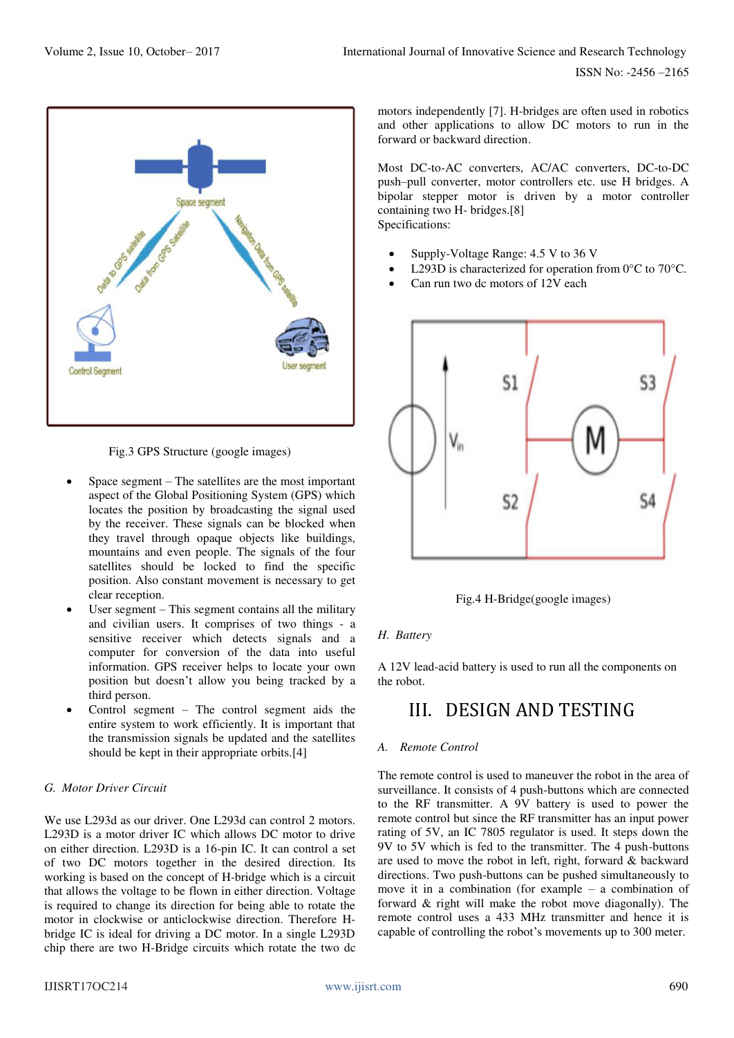Fig.3 GPS Structure (google images)

- Space segment – The satellites are the most important aspect of the Global Positioning System (GPS) which locates the position by broadcasting the signal used by the receiver. These signals can be blocked when they travel through opaque objects like buildings, mountains and even people. The signals of the four satellites should be locked to find the specific position. Also constant movement is necessary to get clear reception.
- User segment – This segment contains all the military and civilian users. It comprises of two things - a sensitive receiver which detects signals and a computer for conversion of the data into useful information. GPS receiver helps to locate your own position but doesn't allow you being tracked by a third person.
- Control segment – The control segment aids the entire system to work efficiently. It is important that the transmission signals be updated and the satellites should be kept in their appropriate orbits.[4]

### *G. Motor Driver Circuit*

We use L293d as our driver. One L293d can control 2 motors. L293D is a motor driver IC which allows DC motor to drive on either direction. L293D is a 16-pin IC. It can control a set of two DC motors together in the desired direction. Its working is based on the concept of H-bridge which is a circuit that allows the voltage to be flown in either direction. Voltage is required to change its direction for being able to rotate the motor in clockwise or anticlockwise direction. Therefore H-bridge IC is ideal for driving a DC motor. In a single L293D chip there are two H-Bridge circuits which rotate the two dc motors independently [7]. H-bridges are often used in robotics and other applications to allow DC motors to run in the forward or backward direction.

Most DC-to-AC converters, AC/AC converters, DC-to-DC push–pull converter, motor controllers etc. use H bridges. A bipolar stepper motor is driven by a motor controller containing two H- bridges.[8]

Specifications:

- Supply-Voltage Range: 4.5 V to 36 V
- L293D is characterized for operation from 0°C to 70°C.
- Can run two dc motors of 12V each

Fig.4 H-Bridge(google images)

### *H. Battery*

A 12V lead-acid battery is used to run all the components on the robot.

## III. DESIGN AND TESTING

### *A. Remote Control*

The remote control is used to maneuver the robot in the area of surveillance. It consists of 4 push-buttons which are connected to the RF transmitter. A 9V battery is used to power the remote control but since the RF transmitter has an input power rating of 5V, an IC 7805 regulator is used. It steps down the 9V to 5V which is fed to the transmitter. The 4 push-buttons are used to move the robot in left, right, forward & backward directions. Two push-buttons can be pushed simultaneously to move it in a combination (for example – a combination of forward & right will make the robot move diagonally). The remote control uses a 433 MHz transmitter and hence it is capable of controlling the robot's movements up to 300 meter.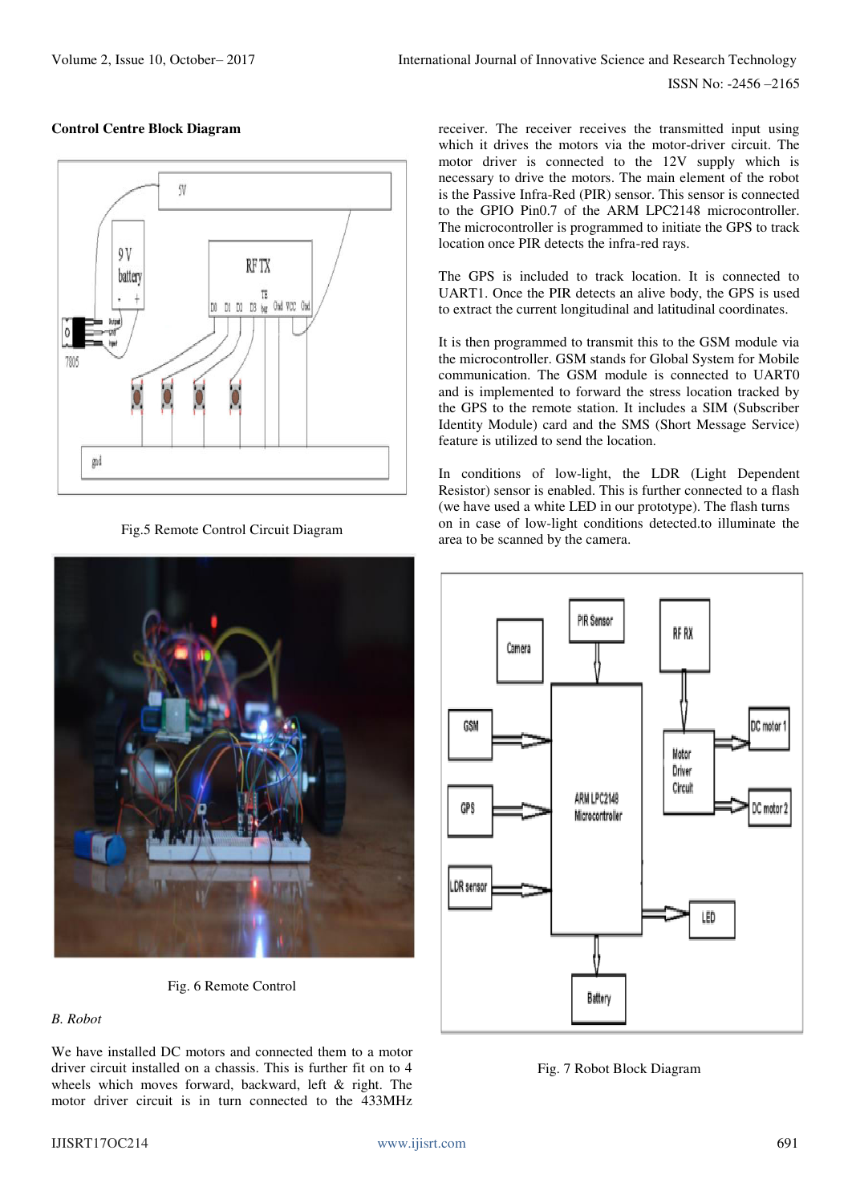**Control Centre Block Diagram**

Fig.5 Remote Control Circuit Diagram

Fig. 6 Remote Control

*B. Robot*

We have installed DC motors and connected them to a motor driver circuit installed on a chassis. This is further fit on to 4 wheels which moves forward, backward, left & right. The motor driver circuit is in turn connected to the 433MHz receiver. The receiver receives the transmitted input using which it drives the motors via the motor-driver circuit. The motor driver is connected to the 12V supply which is necessary to drive the motors. The main element of the robot is the Passive Infra-Red (PIR) sensor. This sensor is connected to the GPIO Pin0.7 of the ARM LPC2148 microcontroller. The microcontroller is programmed to initiate the GPS to track location once PIR detects the infra-red rays.

The GPS is included to track location. It is connected to UART1. Once the PIR detects an alive body, the GPS is used to extract the current longitudinal and latitudinal coordinates.

It is then programmed to transmit this to the GSM module via the microcontroller. GSM stands for Global System for Mobile communication. The GSM module is connected to UART0 and is implemented to forward the stress location tracked by the GPS to the remote station. It includes a SIM (Subscriber Identity Module) card and the SMS (Short Message Service) feature is utilized to send the location.

In conditions of low-light, the LDR (Light Dependent Resistor) sensor is enabled. This is further connected to a flash (we have used a white LED in our prototype). The flash turns on in case of low-light conditions detected.to illuminate the area to be scanned by the camera.

Fig. 7 Robot Block Diagram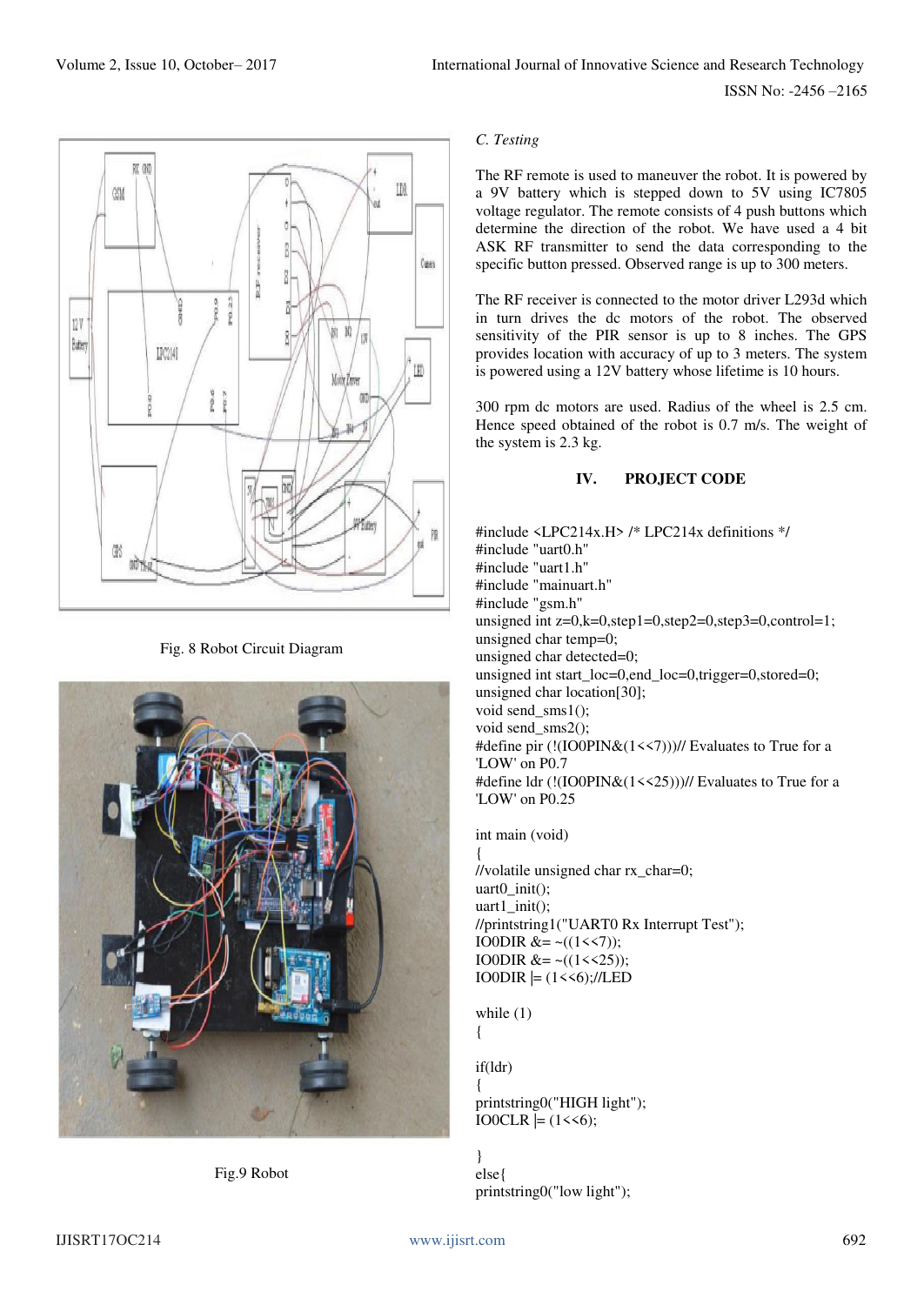Fig. 8 Robot Circuit Diagram

Fig.9 Robot

### C. Testing

The RF remote is used to maneuver the robot. It is powered by a 9V battery which is stepped down to 5V using IC7805 voltage regulator. The remote consists of 4 push buttons which determine the direction of the robot. We have used a 4 bit ASK RF transmitter to send the data corresponding to the specific button pressed. Observed range is up to 300 meters.

The RF receiver is connected to the motor driver L293d which in turn drives the dc motors of the robot. The observed sensitivity of the PIR sensor is up to 8 inches. The GPS provides location with accuracy of up to 3 meters. The system is powered using a 12V battery whose lifetime is 10 hours.

300 rpm dc motors are used. Radius of the wheel is 2.5 cm. Hence speed obtained of the robot is 0.7 m/s. The weight of the system is 2.3 kg.

## IV. PROJECT CODE

```
#include <LPC214x.H> /* LPC214x definitions */
#include "uart0.h"
#include "uart1.h"
#include "mainuart.h"
#include "gsm.h"
unsigned int z=0,k=0,step1=0,step2=0,step3=0,control=1;
unsigned char temp=0;
unsigned char detected=0;
unsigned int start_loc=0,end_loc=0,trigger=0,stored=0;
unsigned char location[30];
void send_sms1();
void send_sms2();
#define pir (!(IO0PIN&(1<<7)))// Evaluates to True for a 'LOW' on P0.7
#define ldr (!(IO0PIN&(1<<25)))// Evaluates to True for a 'LOW' on P0.25

int main (void)
{
//volatile unsigned char rx_char=0;
uart0_init();
uart1_init();
//printstring1("UART0 Rx Interrupt Test");
IO0DIR &= ~((1<<7));
IO0DIR &= ~((1<<25));
IO0DIR |= (1<<6);//LED

while (1)
{

if(ldr)
{
printstring0("HIGH light");
IO0CLR |= (1<<6);

}
else{
printstring0("low light");
```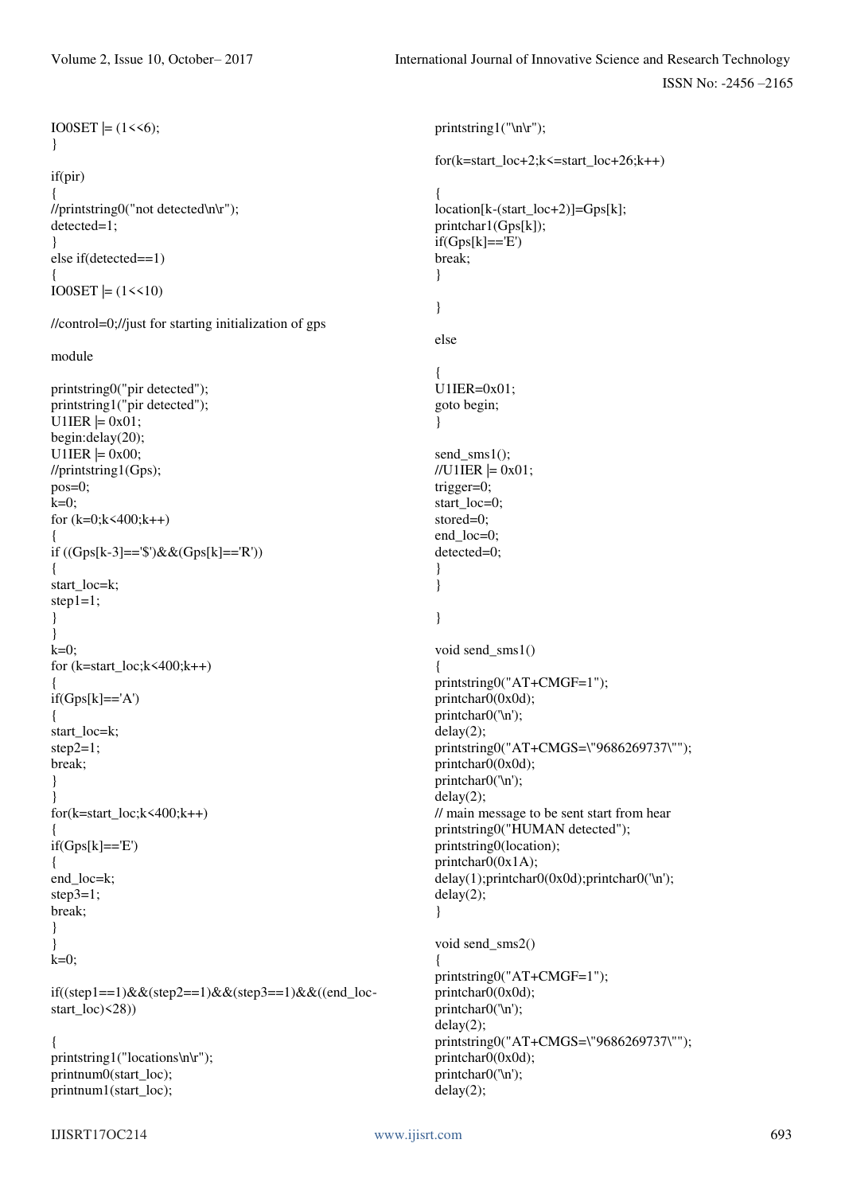```
IO0SET |= (1<<6);
}

if(pir)
{
//printstring0("not detected\n\r");
detected=1;
}
else if(detected==1)
{
IO0SET |= (1<<10)

//control=0;//just for starting initialization of gps

module

printstring0("pir detected");
printstring1("pir detected");
U1IER |= 0x01;
begin:delay(20);
U1IER |= 0x00;
//printstring1(Gps);
pos=0;
k=0;
for (k=0;k<400;k++)
{
if ((Gps[k-3]=='$')&&(Gps[k]=='R'))
{
start_loc=k;
step1=1;
}
}
k=0;
for (k=start_loc;k<400;k++)
{
if(Gps[k]=='A')
{
start_loc=k;
step2=1;
break;
}
}
for(k=start_loc;k<400;k++)
{
if(Gps[k]=='E')
{
end_loc=k;
step3=1;
break;
}
}
k=0;

if((step1==1)&&(step2==1)&&(step3==1)&&((end_loc-start_loc)<28))

{
printstring1("locations\n\r");
printnum0(start_loc);
printnum1(start_loc);
printstring1("\n\r");

for(k=start_loc+2;k<=start_loc+26;k++)

{
location[k-(start_loc+2)]=Gps[k];
printchar1(Gps[k]);
if(Gps[k]=='E')
break;
}

}

else

{
U1IER=0x01;
goto begin;
}

send_sms1();
//U1IER |= 0x01;
trigger=0;
start_loc=0;
stored=0;
end_loc=0;
detected=0;
}
}

}

void send_sms1()
{
printstring0("AT+CMGF=1");
printchar0(0x0d);
printchar0('\n');
delay(2);
printstring0("AT+CMGS=\"9686269737\"");
printchar0(0x0d);
printchar0('\n');
delay(2);
// main message to be sent start from hear
printstring0("HUMAN detected");
printstring0(location);
printchar0(0x1A);
delay(1);printchar0(0x0d);printchar0('\n');
delay(2);
}

void send_sms2()
{
printstring0("AT+CMGF=1");
printchar0(0x0d);
printchar0('\n');
delay(2);
printstring0("AT+CMGS=\"9686269737\"");
printchar0(0x0d);
printchar0('\n');
delay(2);
```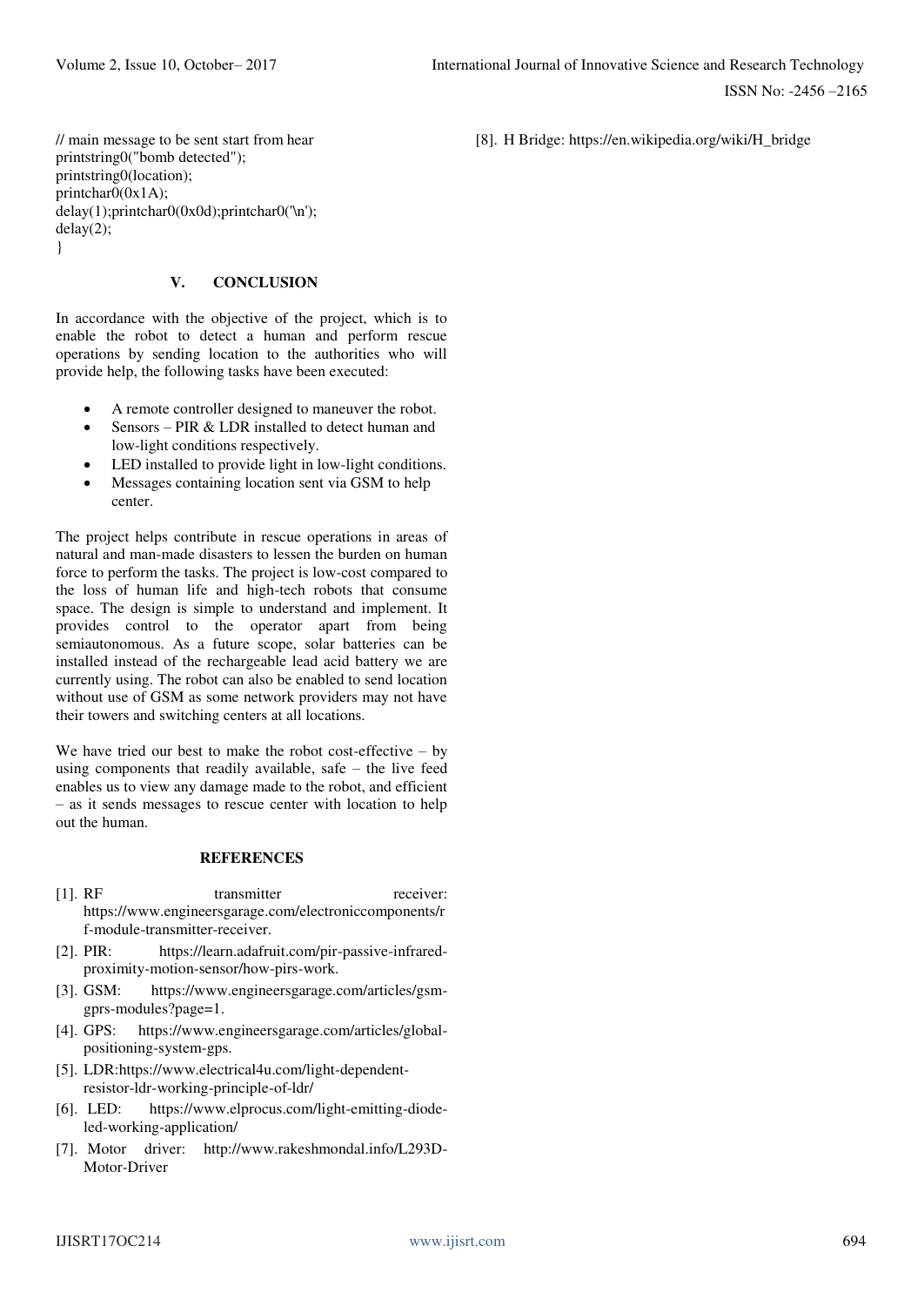```
// main message to be sent start from hear
printstring0("bomb detected");
printstring0(location);
printchar0(0x1A);
delay(1);printchar0(0x0d);printchar0('\n');
delay(2);
}
```

## V. CONCLUSION

In accordance with the objective of the project, which is to enable the robot to detect a human and perform rescue operations by sending location to the authorities who will provide help, the following tasks have been executed:

- A remote controller designed to maneuver the robot.
- Sensors – PIR & LDR installed to detect human and low-light conditions respectively.
- LED installed to provide light in low-light conditions.
- Messages containing location sent via GSM to help center.

The project helps contribute in rescue operations in areas of natural and man-made disasters to lessen the burden on human force to perform the tasks. The project is low-cost compared to the loss of human life and high-tech robots that consume space. The design is simple to understand and implement. It provides control to the operator apart from being semiautonomous. As a future scope, solar batteries can be installed instead of the rechargeable lead acid battery we are currently using. The robot can also be enabled to send location without use of GSM as some network providers may not have their towers and switching centers at all locations.

We have tried our best to make the robot cost-effective – by using components that readily available, safe – the live feed enables us to view any damage made to the robot, and efficient – as it sends messages to rescue center with location to help out the human.

## REFERENCES

[1]. RF transmitter receiver: https://www.engineersgarage.com/electroniccomponents/rf-module-transmitter-receiver.

[2]. PIR: https://learn.adafruit.com/pir-passive-infrared-proximity-motion-sensor/how-pirs-work.

[3]. GSM: https://www.engineersgarage.com/articles/gsm-gprs-modules?page=1.

[4]. GPS: https://www.engineersgarage.com/articles/global-positioning-system-gps.

[5]. LDR:https://www.electrical4u.com/light-dependent-resistor-ldr-working-principle-of-ldr/

[6]. LED: https://www.elprocus.com/light-emitting-diode-led-working-application/

[7]. Motor driver: http://www.rakeshmondal.info/L293D-Motor-Driver

[8]. H Bridge: https://en.wikipedia.org/wiki/H_bridge